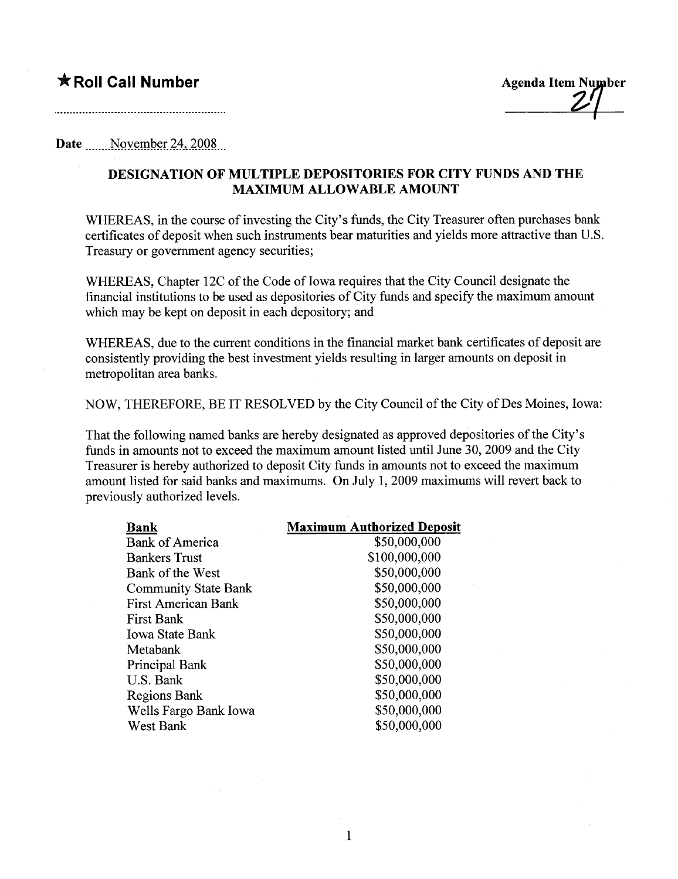**★Roll Call Number**

**Agenda Item Number**
**27**

**Date** November 24, 2008

## DESIGNATION OF MULTIPLE DEPOSITORIES FOR CITY FUNDS AND THE MAXIMUM ALLOWABLE AMOUNT

WHEREAS, in the course of investing the City's funds, the City Treasurer often purchases bank certificates of deposit when such instruments bear maturities and yields more attractive than U.S. Treasury or government agency securities;

WHEREAS, Chapter 12C of the Code of Iowa requires that the City Council designate the financial institutions to be used as depositories of City funds and specify the maximum amount which may be kept on deposit in each depository; and

WHEREAS, due to the current conditions in the financial market bank certificates of deposit are consistently providing the best investment yields resulting in larger amounts on deposit in metropolitan area banks.

NOW, THEREFORE, BE IT RESOLVED by the City Council of the City of Des Moines, Iowa:

That the following named banks are hereby designated as approved depositories of the City's funds in amounts not to exceed the maximum amount listed until June 30, 2009 and the City Treasurer is hereby authorized to deposit City funds in amounts not to exceed the maximum amount listed for said banks and maximums. On July 1, 2009 maximums will revert back to previously authorized levels.

| Bank | Maximum Authorized Deposit |
|---|---|
| Bank of America | $50,000,000 |
| Bankers Trust | $100,000,000 |
| Bank of the West | $50,000,000 |
| Community State Bank | $50,000,000 |
| First American Bank | $50,000,000 |
| First Bank | $50,000,000 |
| Iowa State Bank | $50,000,000 |
| Metabank | $50,000,000 |
| Principal Bank | $50,000,000 |
| U.S. Bank | $50,000,000 |
| Regions Bank | $50,000,000 |
| Wells Fargo Bank Iowa | $50,000,000 |
| West Bank | $50,000,000 |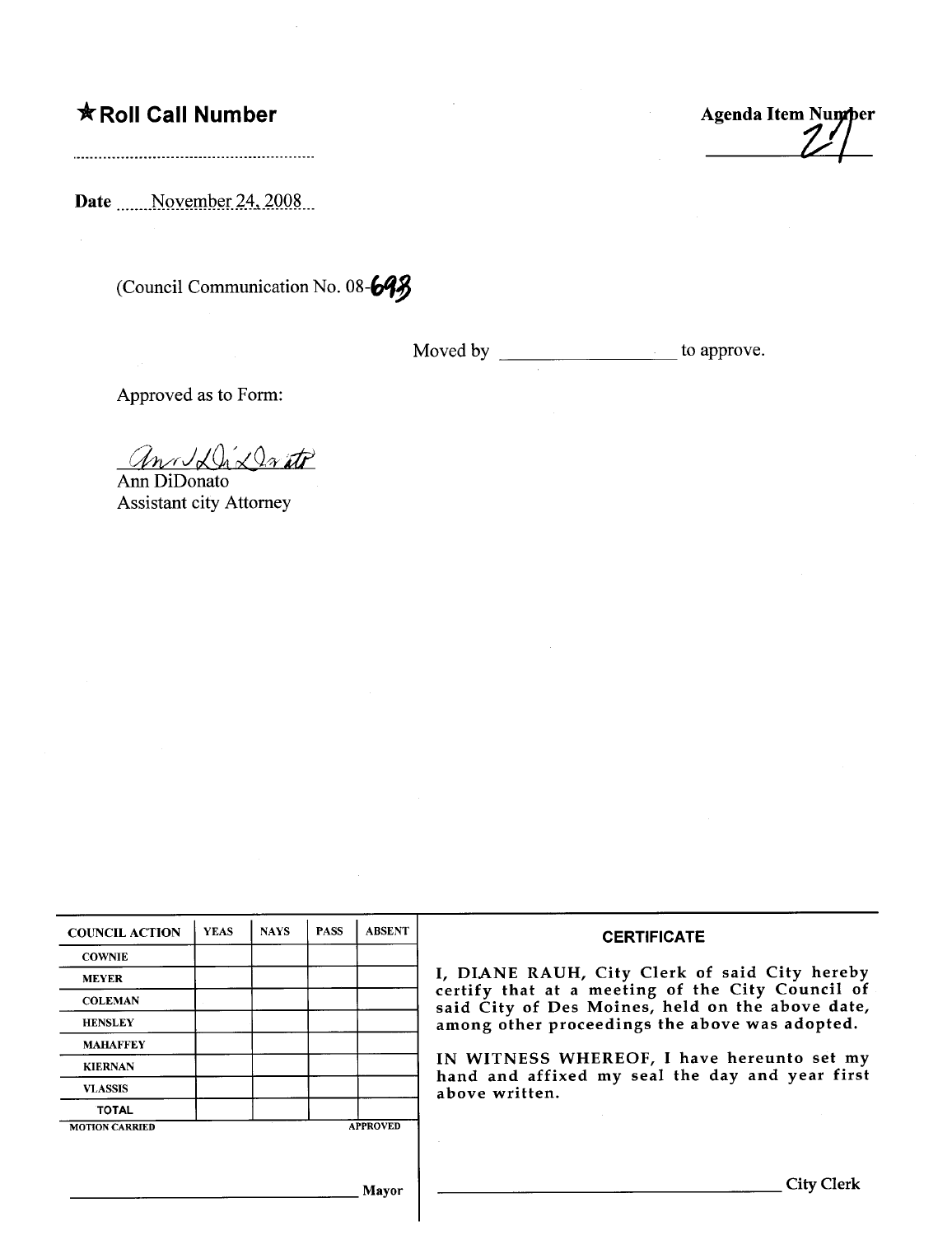**★Roll Call Number**

..............................................................

**Agenda Item Number**

21

**Date** November 24, 2008

(Council Communication No. 08-693

Moved by ____________________ to approve.

Approved as to Form:

Ann DiDonato
Assistant city Attorney

| COUNCIL ACTION | YEAS | NAYS | PASS | ABSENT |
|---|---|---|---|---|
| COWNIE | | | | |
| MEYER | | | | |
| COLEMAN | | | | |
| HENSLEY | | | | |
| MAHAFFEY | | | | |
| KIERNAN | | | | |
| VLASSIS | | | | |
| TOTAL | | | | |

MOTION CARRIED APPROVED

______________________________ Mayor

**CERTIFICATE**

I, DIANE RAUH, City Clerk of said City hereby certify that at a meeting of the City Council of said City of Des Moines, held on the above date, among other proceedings the above was adopted.

IN WITNESS WHEREOF, I have hereunto set my hand and affixed my seal the day and year first above written.

______________________________ City Clerk